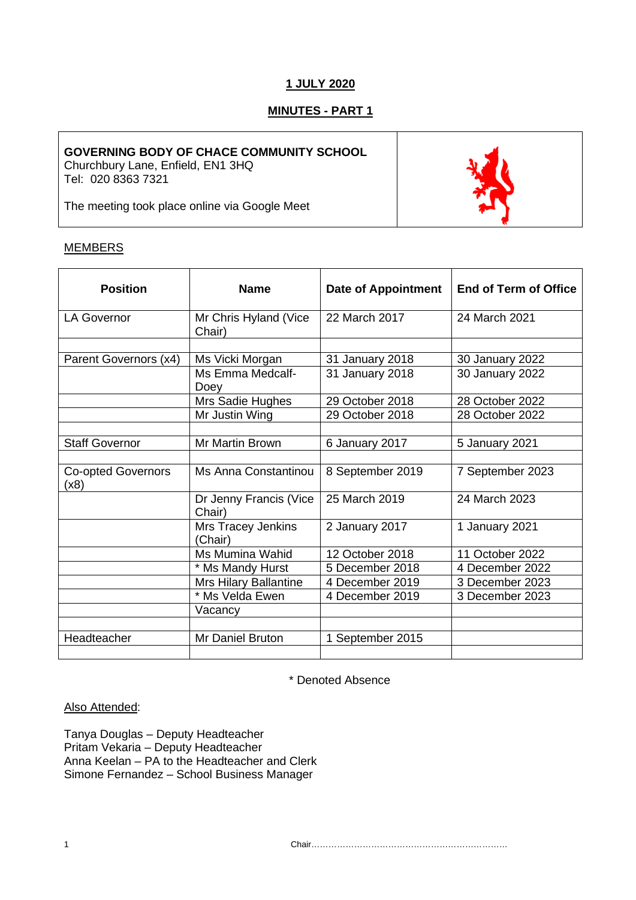**1 JULY 2020**

**MINUTES - PART 1**

**GOVERNING BODY OF CHACE COMMUNITY SCHOOL**
Churchbury Lane, Enfield, EN1 3HQ
Tel: 020 8363 7321

The meeting took place online via Google Meet

MEMBERS

| Position | Name | Date of Appointment | End of Term of Office |
|---|---|---|---|
| LA Governor | Mr Chris Hyland (Vice Chair) | 22 March 2017 | 24 March 2021 |
| | | | |
| Parent Governors (x4) | Ms Vicki Morgan | 31 January 2018 | 30 January 2022 |
| | Ms Emma Medcalf-Doey | 31 January 2018 | 30 January 2022 |
| | Mrs Sadie Hughes | 29 October 2018 | 28 October 2022 |
| | Mr Justin Wing | 29 October 2018 | 28 October 2022 |
| | | | |
| Staff Governor | Mr Martin Brown | 6 January 2017 | 5 January 2021 |
| | | | |
| Co-opted Governors (x8) | Ms Anna Constantinou | 8 September 2019 | 7 September 2023 |
| | Dr Jenny Francis (Vice Chair) | 25 March 2019 | 24 March 2023 |
| | Mrs Tracey Jenkins (Chair) | 2 January 2017 | 1 January 2021 |
| | Ms Mumina Wahid | 12 October 2018 | 11 October 2022 |
| | * Ms Mandy Hurst | 5 December 2018 | 4 December 2022 |
| | Mrs Hilary Ballantine | 4 December 2019 | 3 December 2023 |
| | * Ms Velda Ewen | 4 December 2019 | 3 December 2023 |
| | Vacancy | | |
| | | | |
| Headteacher | Mr Daniel Bruton | 1 September 2015 | |
| | | | |

\* Denoted Absence

Also Attended:

Tanya Douglas – Deputy Headteacher
Pritam Vekaria – Deputy Headteacher
Anna Keelan – PA to the Headteacher and Clerk
Simone Fernandez – School Business Manager

Chair……………………………………………………………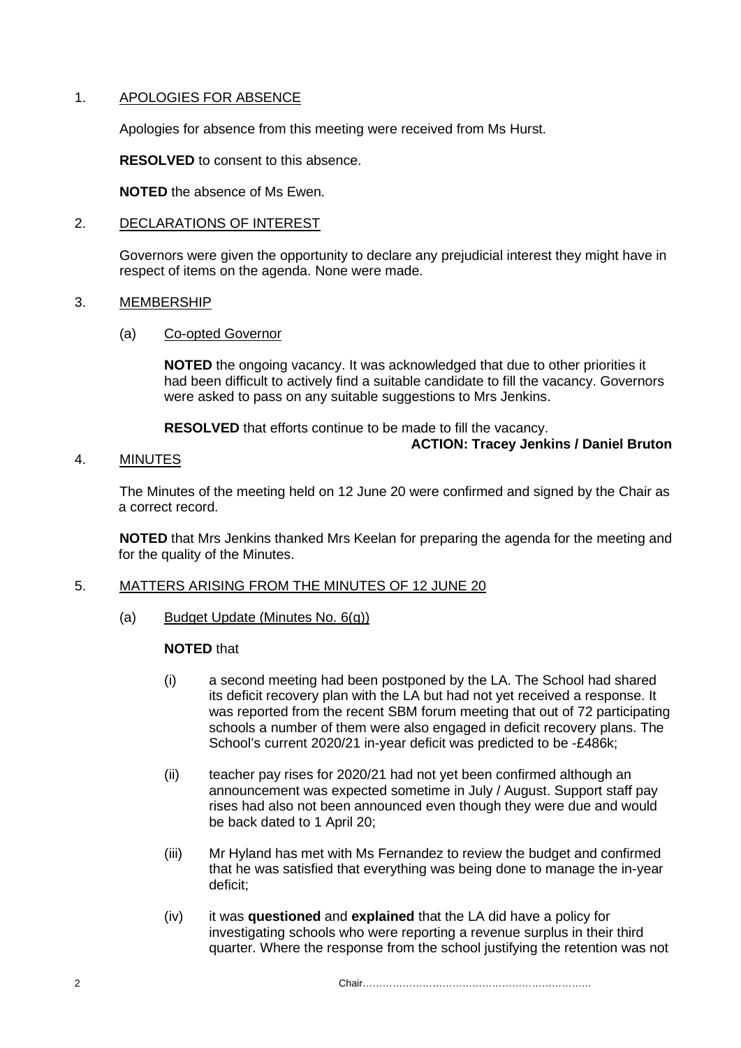1. APOLOGIES FOR ABSENCE

   Apologies for absence from this meeting were received from Ms Hurst.

   **RESOLVED** to consent to this absence.

   **NOTED** the absence of Ms Ewen.

2. DECLARATIONS OF INTEREST

   Governors were given the opportunity to declare any prejudicial interest they might have in respect of items on the agenda. None were made.

3. MEMBERSHIP

   (a) Co-opted Governor

   **NOTED** the ongoing vacancy. It was acknowledged that due to other priorities it had been difficult to actively find a suitable candidate to fill the vacancy. Governors were asked to pass on any suitable suggestions to Mrs Jenkins.

   **RESOLVED** that efforts continue to be made to fill the vacancy.

   **ACTION: Tracey Jenkins / Daniel Bruton**

4. MINUTES

   The Minutes of the meeting held on 12 June 20 were confirmed and signed by the Chair as a correct record.

   **NOTED** that Mrs Jenkins thanked Mrs Keelan for preparing the agenda for the meeting and for the quality of the Minutes.

5. MATTERS ARISING FROM THE MINUTES OF 12 JUNE 20

   (a) Budget Update (Minutes No. 6(g))

   **NOTED** that

   (i) a second meeting had been postponed by the LA. The School had shared its deficit recovery plan with the LA but had not yet received a response. It was reported from the recent SBM forum meeting that out of 72 participating schools a number of them were also engaged in deficit recovery plans. The School's current 2020/21 in-year deficit was predicted to be -£486k;

   (ii) teacher pay rises for 2020/21 had not yet been confirmed although an announcement was expected sometime in July / August. Support staff pay rises had also not been announced even though they were due and would be back dated to 1 April 20;

   (iii) Mr Hyland has met with Ms Fernandez to review the budget and confirmed that he was satisfied that everything was being done to manage the in-year deficit;

   (iv) it was **questioned** and **explained** that the LA did have a policy for investigating schools who were reporting a revenue surplus in their third quarter. Where the response from the school justifying the retention was not

Chair……………………………………………………………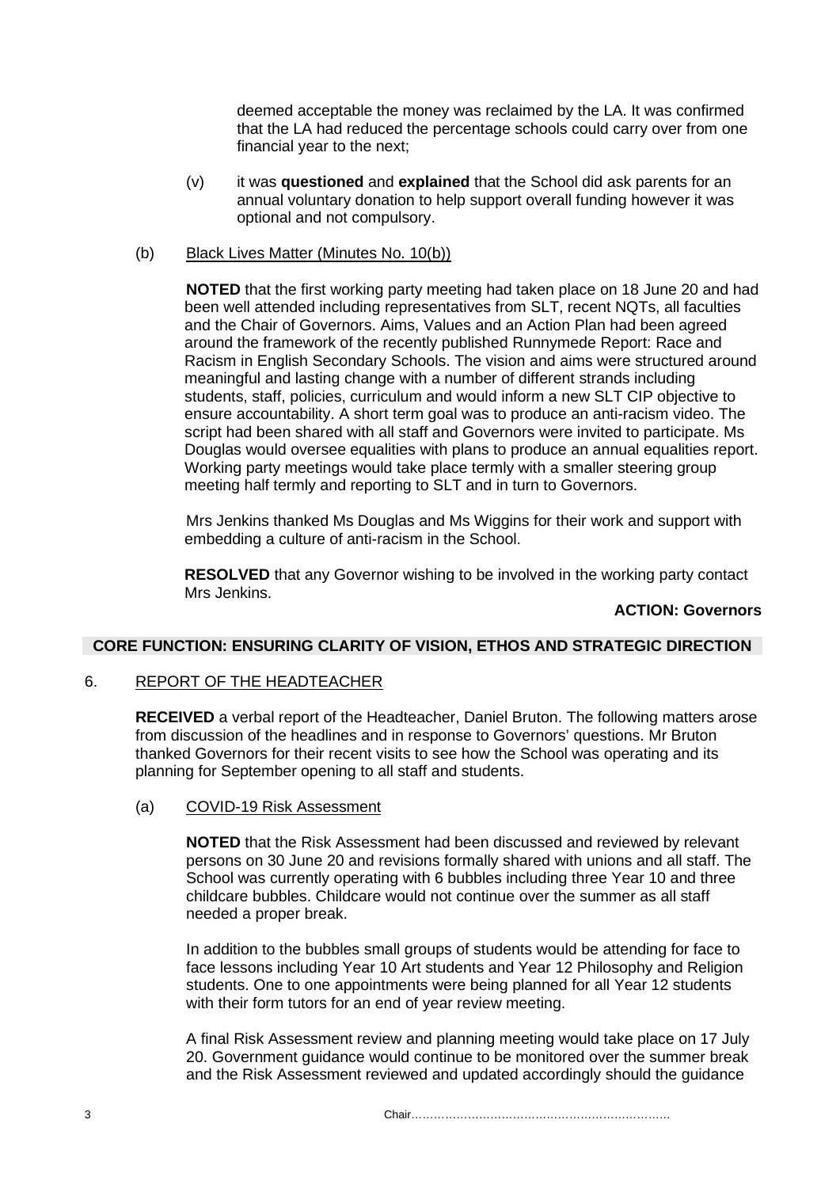deemed acceptable the money was reclaimed by the LA. It was confirmed that the LA had reduced the percentage schools could carry over from one financial year to the next;

(v) it was **questioned** and **explained** that the School did ask parents for an annual voluntary donation to help support overall funding however it was optional and not compulsory.

(b) Black Lives Matter (Minutes No. 10(b))

**NOTED** that the first working party meeting had taken place on 18 June 20 and had been well attended including representatives from SLT, recent NQTs, all faculties and the Chair of Governors. Aims, Values and an Action Plan had been agreed around the framework of the recently published Runnymede Report: Race and Racism in English Secondary Schools. The vision and aims were structured around meaningful and lasting change with a number of different strands including students, staff, policies, curriculum and would inform a new SLT CIP objective to ensure accountability. A short term goal was to produce an anti-racism video. The script had been shared with all staff and Governors were invited to participate. Ms Douglas would oversee equalities with plans to produce an annual equalities report. Working party meetings would take place termly with a smaller steering group meeting half termly and reporting to SLT and in turn to Governors.

Mrs Jenkins thanked Ms Douglas and Ms Wiggins for their work and support with embedding a culture of anti-racism in the School.

**RESOLVED** that any Governor wishing to be involved in the working party contact Mrs Jenkins.

**ACTION: Governors**

**CORE FUNCTION: ENSURING CLARITY OF VISION, ETHOS AND STRATEGIC DIRECTION**

6. REPORT OF THE HEADTEACHER

**RECEIVED** a verbal report of the Headteacher, Daniel Bruton. The following matters arose from discussion of the headlines and in response to Governors' questions. Mr Bruton thanked Governors for their recent visits to see how the School was operating and its planning for September opening to all staff and students.

(a) COVID-19 Risk Assessment

**NOTED** that the Risk Assessment had been discussed and reviewed by relevant persons on 30 June 20 and revisions formally shared with unions and all staff. The School was currently operating with 6 bubbles including three Year 10 and three childcare bubbles. Childcare would not continue over the summer as all staff needed a proper break.

In addition to the bubbles small groups of students would be attending for face to face lessons including Year 10 Art students and Year 12 Philosophy and Religion students. One to one appointments were being planned for all Year 12 students with their form tutors for an end of year review meeting.

A final Risk Assessment review and planning meeting would take place on 17 July 20. Government guidance would continue to be monitored over the summer break and the Risk Assessment reviewed and updated accordingly should the guidance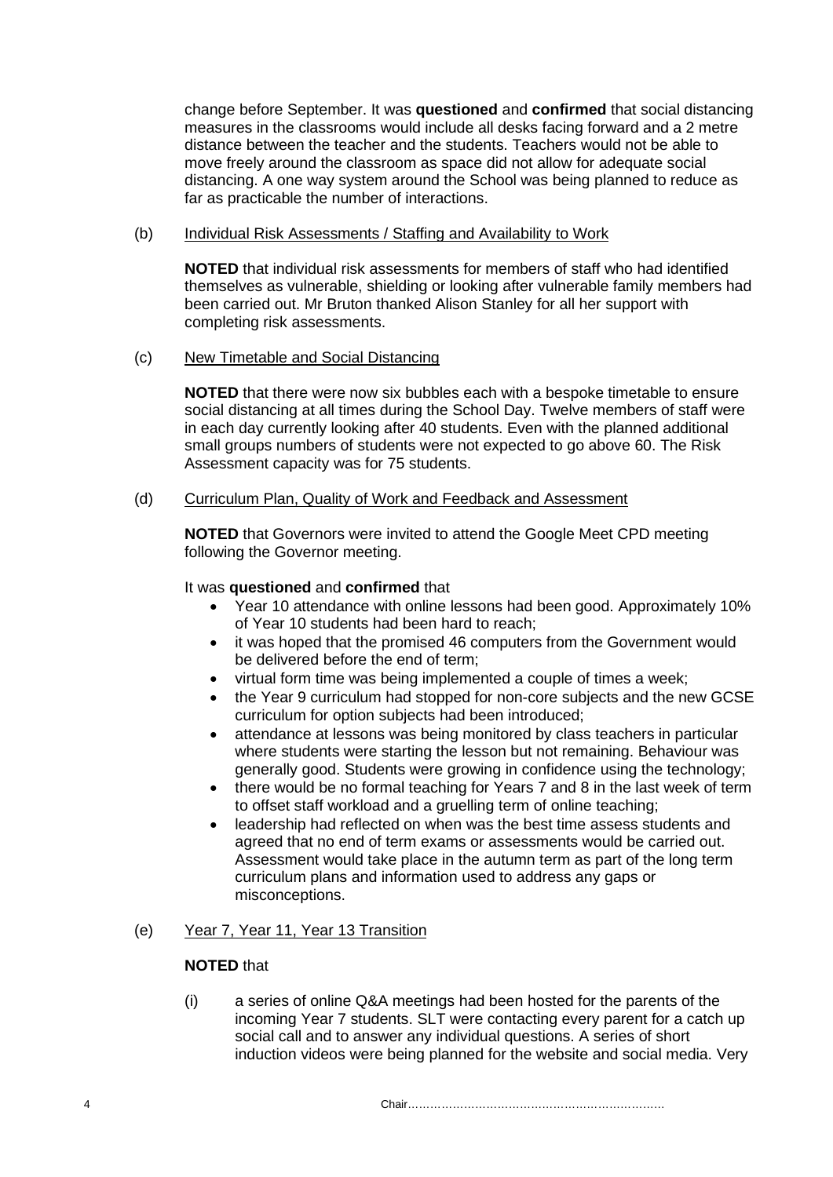change before September. It was **questioned** and **confirmed** that social distancing measures in the classrooms would include all desks facing forward and a 2 metre distance between the teacher and the students. Teachers would not be able to move freely around the classroom as space did not allow for adequate social distancing. A one way system around the School was being planned to reduce as far as practicable the number of interactions.

(b) Individual Risk Assessments / Staffing and Availability to Work

**NOTED** that individual risk assessments for members of staff who had identified themselves as vulnerable, shielding or looking after vulnerable family members had been carried out. Mr Bruton thanked Alison Stanley for all her support with completing risk assessments.

(c) New Timetable and Social Distancing

**NOTED** that there were now six bubbles each with a bespoke timetable to ensure social distancing at all times during the School Day. Twelve members of staff were in each day currently looking after 40 students. Even with the planned additional small groups numbers of students were not expected to go above 60. The Risk Assessment capacity was for 75 students.

(d) Curriculum Plan, Quality of Work and Feedback and Assessment

**NOTED** that Governors were invited to attend the Google Meet CPD meeting following the Governor meeting.

It was **questioned** and **confirmed** that

- Year 10 attendance with online lessons had been good. Approximately 10% of Year 10 students had been hard to reach;
- it was hoped that the promised 46 computers from the Government would be delivered before the end of term;
- virtual form time was being implemented a couple of times a week;
- the Year 9 curriculum had stopped for non-core subjects and the new GCSE curriculum for option subjects had been introduced;
- attendance at lessons was being monitored by class teachers in particular where students were starting the lesson but not remaining. Behaviour was generally good. Students were growing in confidence using the technology;
- there would be no formal teaching for Years 7 and 8 in the last week of term to offset staff workload and a gruelling term of online teaching;
- leadership had reflected on when was the best time assess students and agreed that no end of term exams or assessments would be carried out. Assessment would take place in the autumn term as part of the long term curriculum plans and information used to address any gaps or misconceptions.

(e) Year 7, Year 11, Year 13 Transition

**NOTED** that

(i) a series of online Q&A meetings had been hosted for the parents of the incoming Year 7 students. SLT were contacting every parent for a catch up social call and to answer any individual questions. A series of short induction videos were being planned for the website and social media. Very

Chair……………………………………………………………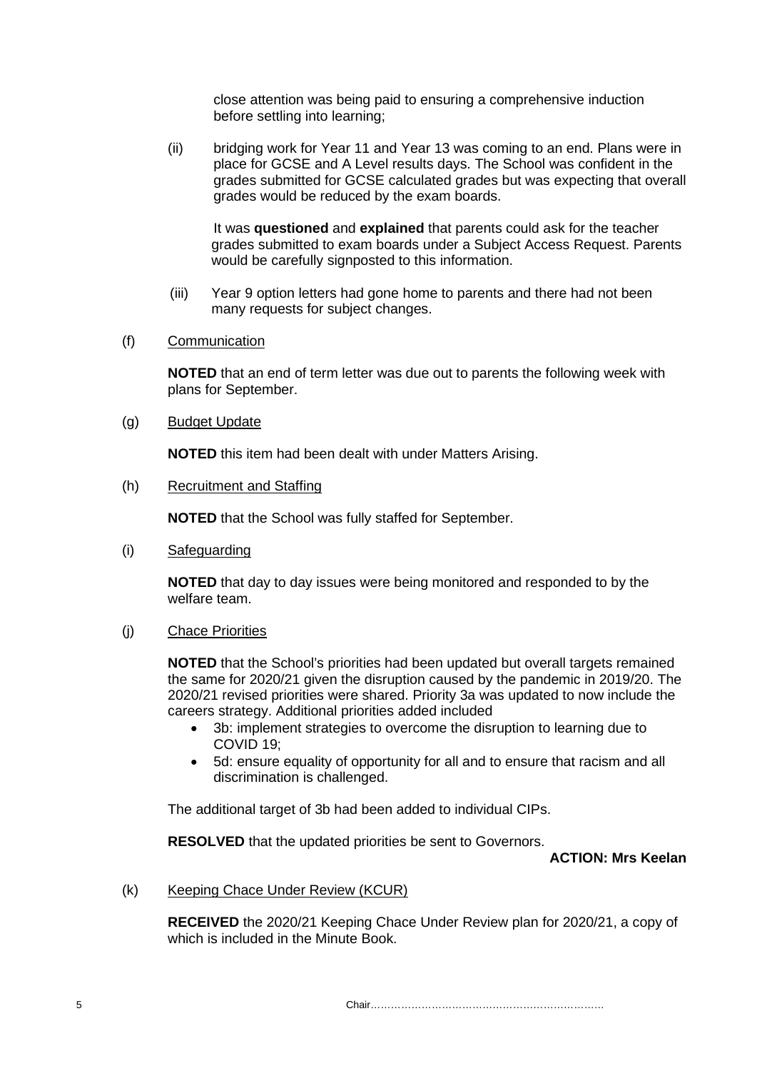close attention was being paid to ensuring a comprehensive induction before settling into learning;

(ii) bridging work for Year 11 and Year 13 was coming to an end. Plans were in place for GCSE and A Level results days. The School was confident in the grades submitted for GCSE calculated grades but was expecting that overall grades would be reduced by the exam boards.

It was **questioned** and **explained** that parents could ask for the teacher grades submitted to exam boards under a Subject Access Request. Parents would be carefully signposted to this information.

(iii) Year 9 option letters had gone home to parents and there had not been many requests for subject changes.

(f) Communication

**NOTED** that an end of term letter was due out to parents the following week with plans for September.

(g) Budget Update

**NOTED** this item had been dealt with under Matters Arising.

(h) Recruitment and Staffing

**NOTED** that the School was fully staffed for September.

(i) Safeguarding

**NOTED** that day to day issues were being monitored and responded to by the welfare team.

(j) Chace Priorities

**NOTED** that the School's priorities had been updated but overall targets remained the same for 2020/21 given the disruption caused by the pandemic in 2019/20. The 2020/21 revised priorities were shared. Priority 3a was updated to now include the careers strategy. Additional priorities added included

- 3b: implement strategies to overcome the disruption to learning due to COVID 19;
- 5d: ensure equality of opportunity for all and to ensure that racism and all discrimination is challenged.

The additional target of 3b had been added to individual CIPs.

**RESOLVED** that the updated priorities be sent to Governors.

**ACTION: Mrs Keelan**

(k) Keeping Chace Under Review (KCUR)

**RECEIVED** the 2020/21 Keeping Chace Under Review plan for 2020/21, a copy of which is included in the Minute Book.

Chair……………………………………………………………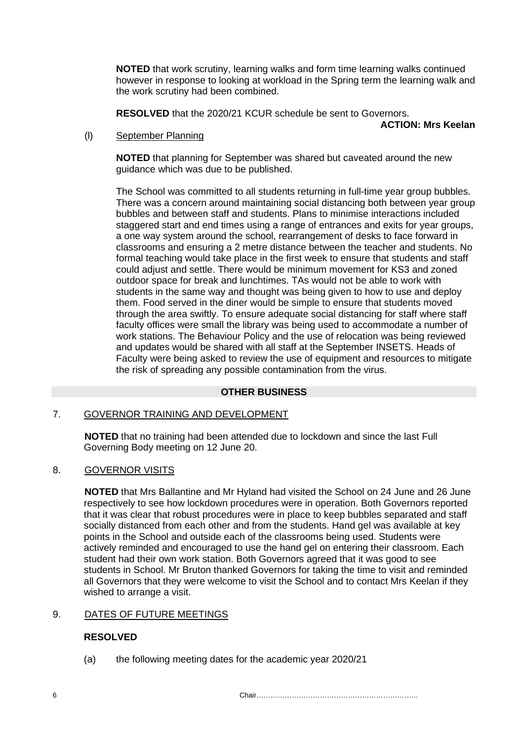**NOTED** that work scrutiny, learning walks and form time learning walks continued however in response to looking at workload in the Spring term the learning walk and the work scrutiny had been combined.

**RESOLVED** that the 2020/21 KCUR schedule be sent to Governors.

**ACTION: Mrs Keelan**

(l) September Planning

**NOTED** that planning for September was shared but caveated around the new guidance which was due to be published.

The School was committed to all students returning in full-time year group bubbles. There was a concern around maintaining social distancing both between year group bubbles and between staff and students. Plans to minimise interactions included staggered start and end times using a range of entrances and exits for year groups, a one way system around the school, rearrangement of desks to face forward in classrooms and ensuring a 2 metre distance between the teacher and students. No formal teaching would take place in the first week to ensure that students and staff could adjust and settle. There would be minimum movement for KS3 and zoned outdoor space for break and lunchtimes. TAs would not be able to work with students in the same way and thought was being given to how to use and deploy them. Food served in the diner would be simple to ensure that students moved through the area swiftly. To ensure adequate social distancing for staff where staff faculty offices were small the library was being used to accommodate a number of work stations. The Behaviour Policy and the use of relocation was being reviewed and updates would be shared with all staff at the September INSETS. Heads of Faculty were being asked to review the use of equipment and resources to mitigate the risk of spreading any possible contamination from the virus.

## OTHER BUSINESS

7. GOVERNOR TRAINING AND DEVELOPMENT

**NOTED** that no training had been attended due to lockdown and since the last Full Governing Body meeting on 12 June 20.

8. GOVERNOR VISITS

**NOTED** that Mrs Ballantine and Mr Hyland had visited the School on 24 June and 26 June respectively to see how lockdown procedures were in operation. Both Governors reported that it was clear that robust procedures were in place to keep bubbles separated and staff socially distanced from each other and from the students. Hand gel was available at key points in the School and outside each of the classrooms being used. Students were actively reminded and encouraged to use the hand gel on entering their classroom. Each student had their own work station. Both Governors agreed that it was good to see students in School. Mr Bruton thanked Governors for taking the time to visit and reminded all Governors that they were welcome to visit the School and to contact Mrs Keelan if they wished to arrange a visit.

9. DATES OF FUTURE MEETINGS

**RESOLVED**

(a) the following meeting dates for the academic year 2020/21

Chair……………………………………………………………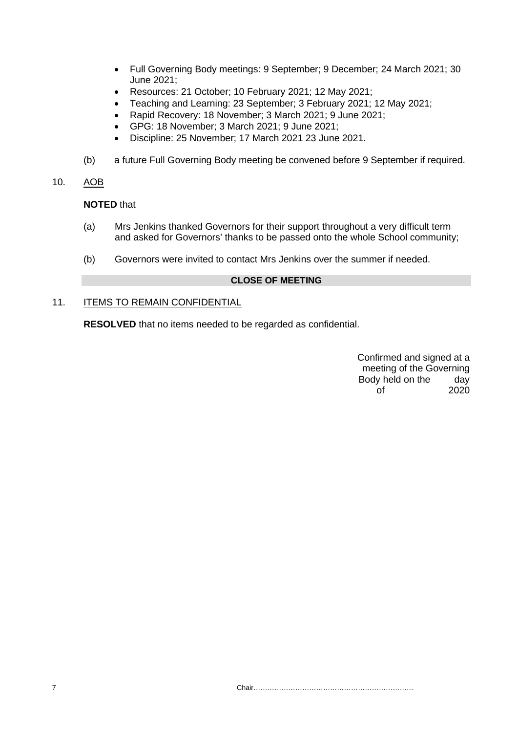- Full Governing Body meetings: 9 September; 9 December; 24 March 2021; 30 June 2021;
- Resources: 21 October; 10 February 2021; 12 May 2021;
- Teaching and Learning: 23 September; 3 February 2021; 12 May 2021;
- Rapid Recovery: 18 November; 3 March 2021; 9 June 2021;
- GPG: 18 November; 3 March 2021; 9 June 2021;
- Discipline: 25 November; 17 March 2021 23 June 2021.

(b) a future Full Governing Body meeting be convened before 9 September if required.

10. AOB

**NOTED** that

(a) Mrs Jenkins thanked Governors for their support throughout a very difficult term and asked for Governors' thanks to be passed onto the whole School community;

(b) Governors were invited to contact Mrs Jenkins over the summer if needed.

**CLOSE OF MEETING**

11. ITEMS TO REMAIN CONFIDENTIAL

**RESOLVED** that no items needed to be regarded as confidential.

Confirmed and signed at a meeting of the Governing Body held on the day of 2020

Chair……………………………………………………………